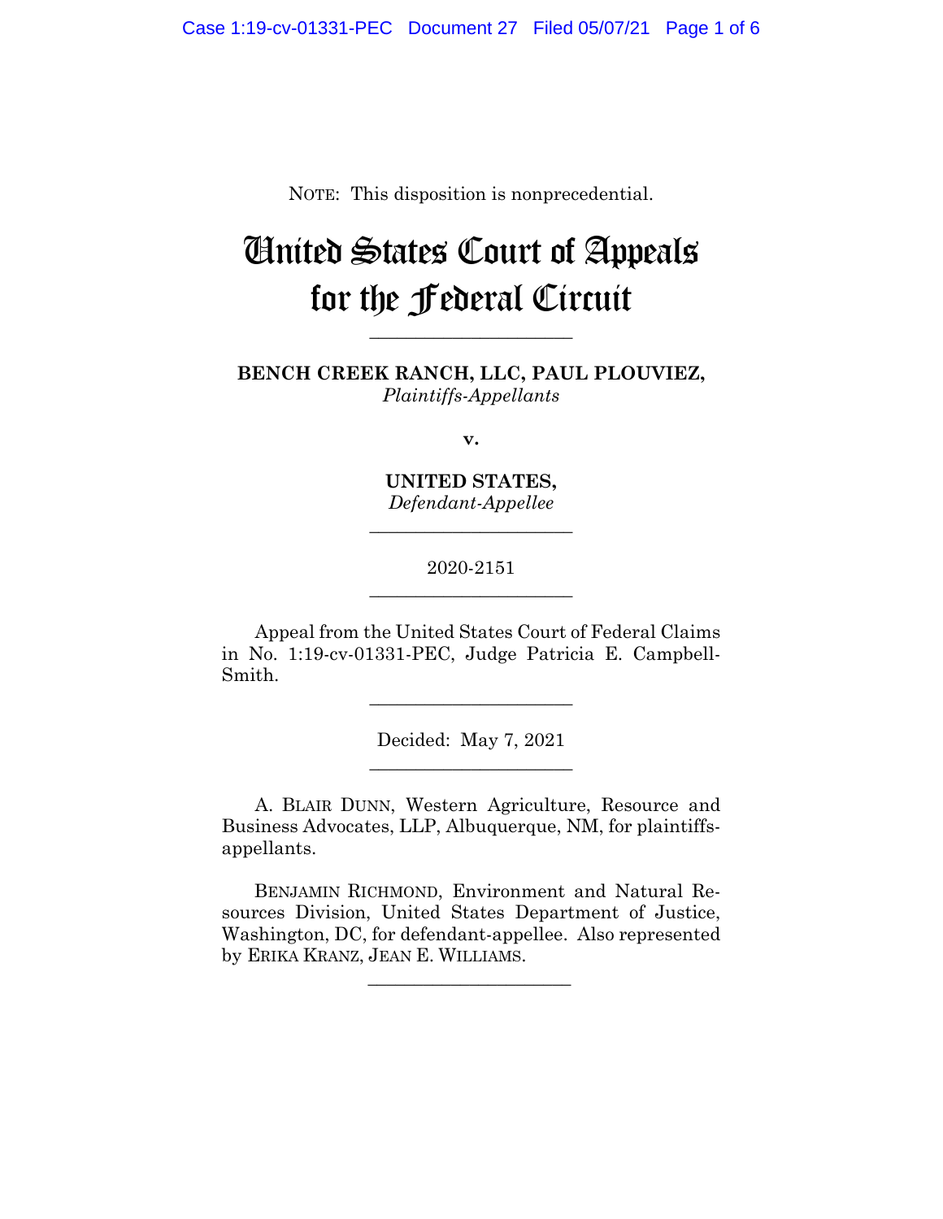NOTE: This disposition is nonprecedential.

# United States Court of Appeals for the Federal Circuit

---

**BENCH CREEK RANCH, LLC, PAUL PLOUVIEZ,**
*Plaintiffs-Appellants*

**v.**

**UNITED STATES,**
*Defendant-Appellee*

---

2020-2151

---

Appeal from the United States Court of Federal Claims in No. 1:19-cv-01331-PEC, Judge Patricia E. Campbell-Smith.

---

Decided: May 7, 2021

---

A. BLAIR DUNN, Western Agriculture, Resource and Business Advocates, LLP, Albuquerque, NM, for plaintiffs-appellants.

BENJAMIN RICHMOND, Environment and Natural Resources Division, United States Department of Justice, Washington, DC, for defendant-appellee. Also represented by ERIKA KRANZ, JEAN E. WILLIAMS.

---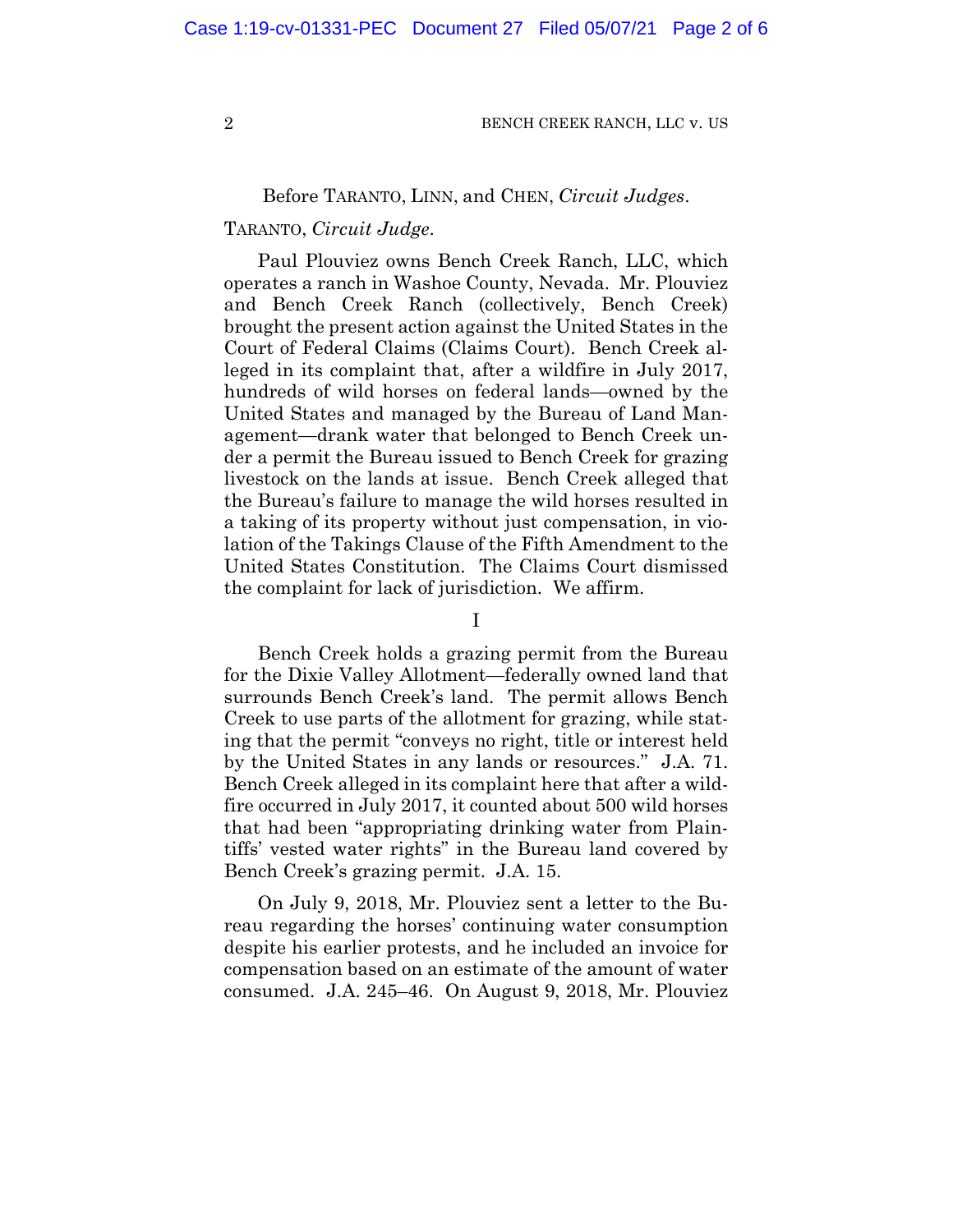Before TARANTO, LINN, and CHEN, *Circuit Judges*.

TARANTO, *Circuit Judge*.

Paul Plouviez owns Bench Creek Ranch, LLC, which operates a ranch in Washoe County, Nevada. Mr. Plouviez and Bench Creek Ranch (collectively, Bench Creek) brought the present action against the United States in the Court of Federal Claims (Claims Court). Bench Creek alleged in its complaint that, after a wildfire in July 2017, hundreds of wild horses on federal lands—owned by the United States and managed by the Bureau of Land Management—drank water that belonged to Bench Creek under a permit the Bureau issued to Bench Creek for grazing livestock on the lands at issue. Bench Creek alleged that the Bureau's failure to manage the wild horses resulted in a taking of its property without just compensation, in violation of the Takings Clause of the Fifth Amendment to the United States Constitution. The Claims Court dismissed the complaint for lack of jurisdiction. We affirm.

I

Bench Creek holds a grazing permit from the Bureau for the Dixie Valley Allotment—federally owned land that surrounds Bench Creek's land. The permit allows Bench Creek to use parts of the allotment for grazing, while stating that the permit "conveys no right, title or interest held by the United States in any lands or resources." J.A. 71. Bench Creek alleged in its complaint here that after a wildfire occurred in July 2017, it counted about 500 wild horses that had been "appropriating drinking water from Plaintiffs' vested water rights" in the Bureau land covered by Bench Creek's grazing permit. J.A. 15.

On July 9, 2018, Mr. Plouviez sent a letter to the Bureau regarding the horses' continuing water consumption despite his earlier protests, and he included an invoice for compensation based on an estimate of the amount of water consumed. J.A. 245–46. On August 9, 2018, Mr. Plouviez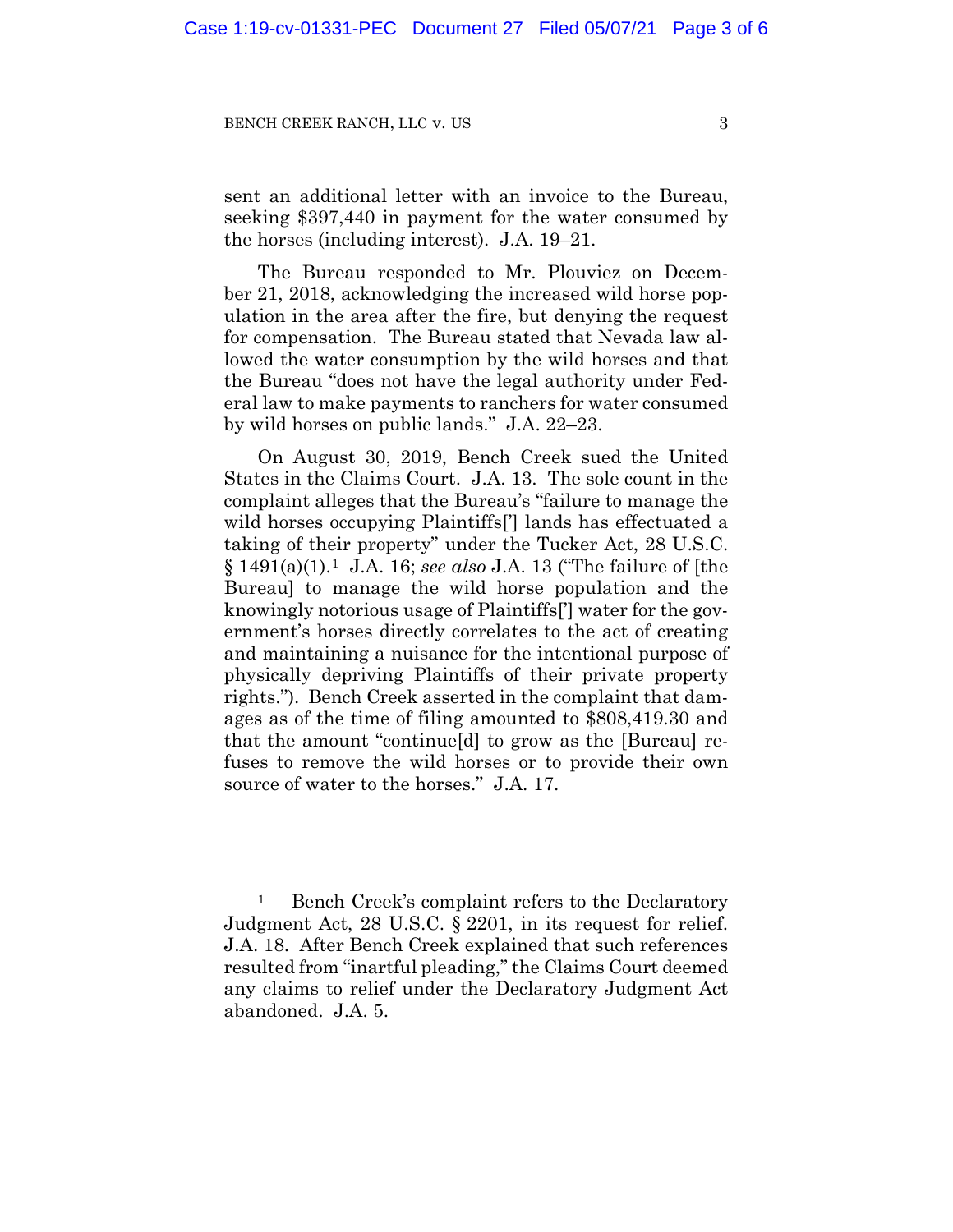sent an additional letter with an invoice to the Bureau, seeking $397,440 in payment for the water consumed by the horses (including interest). J.A. 19–21.

The Bureau responded to Mr. Plouviez on December 21, 2018, acknowledging the increased wild horse population in the area after the fire, but denying the request for compensation. The Bureau stated that Nevada law allowed the water consumption by the wild horses and that the Bureau "does not have the legal authority under Federal law to make payments to ranchers for water consumed by wild horses on public lands." J.A. 22–23.

On August 30, 2019, Bench Creek sued the United States in the Claims Court. J.A. 13. The sole count in the complaint alleges that the Bureau's "failure to manage the wild horses occupying Plaintiffs['] lands has effectuated a taking of their property" under the Tucker Act, 28 U.S.C. § 1491(a)(1).[1] J.A. 16; *see also* J.A. 13 ("The failure of [the Bureau] to manage the wild horse population and the knowingly notorious usage of Plaintiffs['] water for the government's horses directly correlates to the act of creating and maintaining a nuisance for the intentional purpose of physically depriving Plaintiffs of their private property rights."). Bench Creek asserted in the complaint that damages as of the time of filing amounted to $808,419.30 and that the amount "continue[d] to grow as the [Bureau] refuses to remove the wild horses or to provide their own source of water to the horses." J.A. 17.

---

[1] Bench Creek's complaint refers to the Declaratory Judgment Act, 28 U.S.C. § 2201, in its request for relief. J.A. 18. After Bench Creek explained that such references resulted from "inartful pleading," the Claims Court deemed any claims to relief under the Declaratory Judgment Act abandoned. J.A. 5.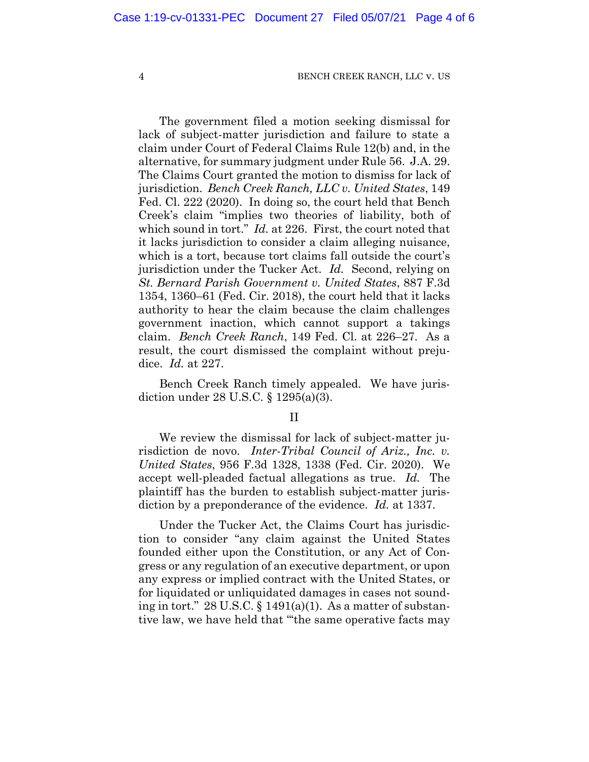The government filed a motion seeking dismissal for lack of subject-matter jurisdiction and failure to state a claim under Court of Federal Claims Rule 12(b) and, in the alternative, for summary judgment under Rule 56. J.A. 29. The Claims Court granted the motion to dismiss for lack of jurisdiction. *Bench Creek Ranch, LLC v. United States*, 149 Fed. Cl. 222 (2020). In doing so, the court held that Bench Creek's claim "implies two theories of liability, both of which sound in tort." *Id.* at 226. First, the court noted that it lacks jurisdiction to consider a claim alleging nuisance, which is a tort, because tort claims fall outside the court's jurisdiction under the Tucker Act. *Id.* Second, relying on *St. Bernard Parish Government v. United States*, 887 F.3d 1354, 1360–61 (Fed. Cir. 2018), the court held that it lacks authority to hear the claim because the claim challenges government inaction, which cannot support a takings claim. *Bench Creek Ranch*, 149 Fed. Cl. at 226–27. As a result, the court dismissed the complaint without prejudice. *Id.* at 227.

Bench Creek Ranch timely appealed. We have jurisdiction under 28 U.S.C. § 1295(a)(3).

## II

We review the dismissal for lack of subject-matter jurisdiction de novo. *Inter-Tribal Council of Ariz., Inc. v. United States*, 956 F.3d 1328, 1338 (Fed. Cir. 2020). We accept well-pleaded factual allegations as true. *Id.* The plaintiff has the burden to establish subject-matter jurisdiction by a preponderance of the evidence. *Id.* at 1337.

Under the Tucker Act, the Claims Court has jurisdiction to consider "any claim against the United States founded either upon the Constitution, or any Act of Congress or any regulation of an executive department, or upon any express or implied contract with the United States, or for liquidated or unliquidated damages in cases not sounding in tort." 28 U.S.C. § 1491(a)(1). As a matter of substantive law, we have held that "'the same operative facts may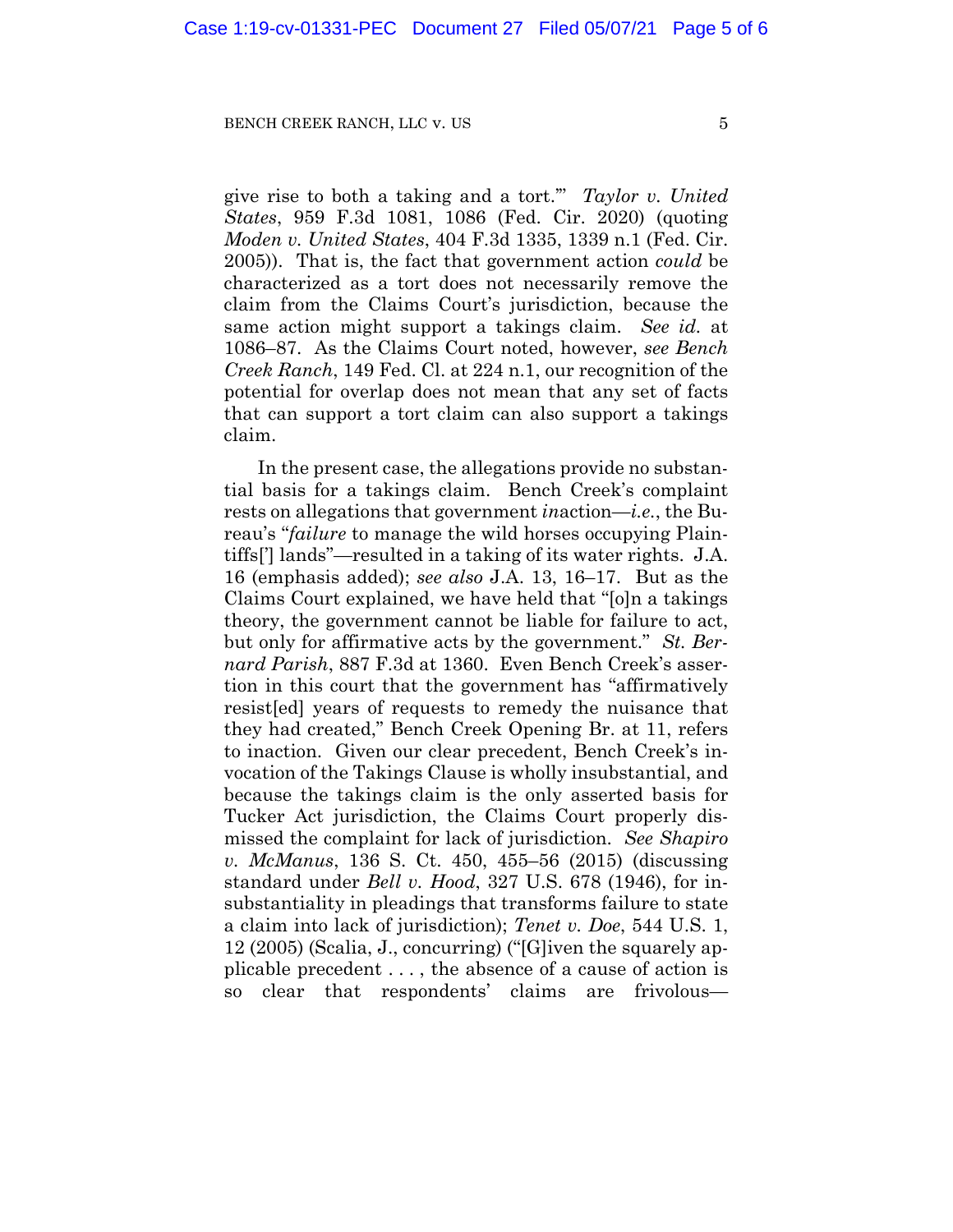give rise to both a taking and a tort.'" *Taylor v. United States*, 959 F.3d 1081, 1086 (Fed. Cir. 2020) (quoting *Moden v. United States*, 404 F.3d 1335, 1339 n.1 (Fed. Cir. 2005)). That is, the fact that government action *could* be characterized as a tort does not necessarily remove the claim from the Claims Court's jurisdiction, because the same action might support a takings claim. *See id.* at 1086–87. As the Claims Court noted, however, *see Bench Creek Ranch*, 149 Fed. Cl. at 224 n.1, our recognition of the potential for overlap does not mean that any set of facts that can support a tort claim can also support a takings claim.

In the present case, the allegations provide no substantial basis for a takings claim. Bench Creek's complaint rests on allegations that government *in*action—*i.e.*, the Bureau's "*failure* to manage the wild horses occupying Plaintiffs['] lands"—resulted in a taking of its water rights. J.A. 16 (emphasis added); *see also* J.A. 13, 16–17. But as the Claims Court explained, we have held that "[o]n a takings theory, the government cannot be liable for failure to act, but only for affirmative acts by the government." *St. Bernard Parish*, 887 F.3d at 1360. Even Bench Creek's assertion in this court that the government has "affirmatively resist[ed] years of requests to remedy the nuisance that they had created," Bench Creek Opening Br. at 11, refers to inaction. Given our clear precedent, Bench Creek's invocation of the Takings Clause is wholly insubstantial, and because the takings claim is the only asserted basis for Tucker Act jurisdiction, the Claims Court properly dismissed the complaint for lack of jurisdiction. *See Shapiro v. McManus*, 136 S. Ct. 450, 455–56 (2015) (discussing standard under *Bell v. Hood*, 327 U.S. 678 (1946), for insubstantiality in pleadings that transforms failure to state a claim into lack of jurisdiction); *Tenet v. Doe*, 544 U.S. 1, 12 (2005) (Scalia, J., concurring) ("[G]iven the squarely applicable precedent . . . , the absence of a cause of action is so clear that respondents' claims are frivolous—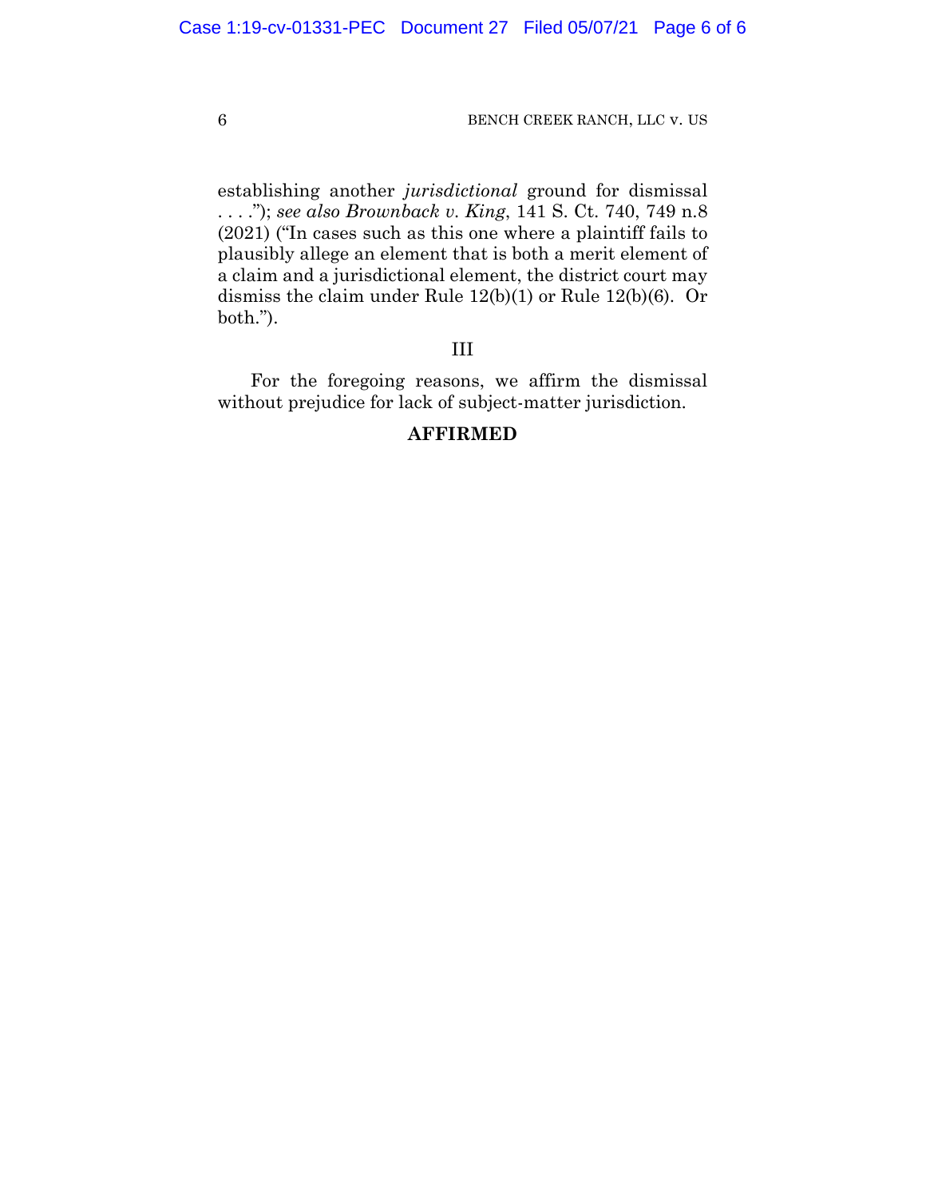establishing another *jurisdictional* ground for dismissal . . . ."); *see also Brownback v. King*, 141 S. Ct. 740, 749 n.8 (2021) ("In cases such as this one where a plaintiff fails to plausibly allege an element that is both a merit element of a claim and a jurisdictional element, the district court may dismiss the claim under Rule 12(b)(1) or Rule 12(b)(6). Or both.").

## III

For the foregoing reasons, we affirm the dismissal without prejudice for lack of subject-matter jurisdiction.

**AFFIRMED**